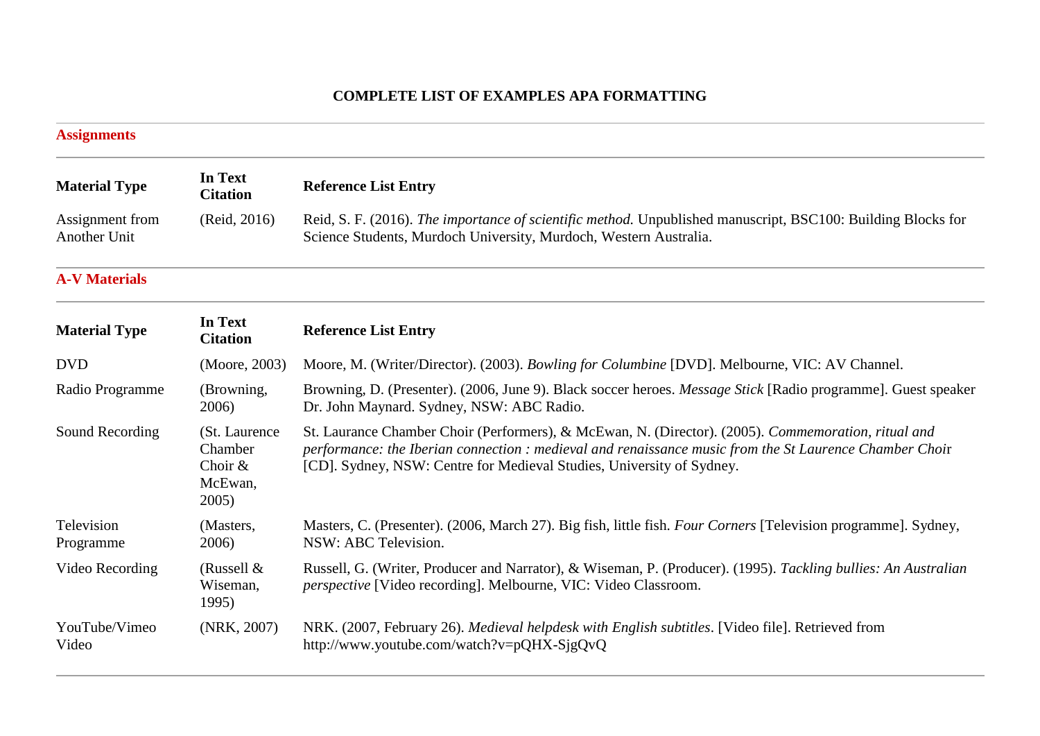# COMPLETE LIST OF EXAMPLES APA FORMATTING

## Assignments

| Material Type | In Text Citation | Reference List Entry |
|---|---|---|
| Assignment from Another Unit | (Reid, 2016) | Reid, S. F. (2016). *The importance of scientific method.* Unpublished manuscript, BSC100: Building Blocks for Science Students, Murdoch University, Murdoch, Western Australia. |

## A-V Materials

| Material Type | In Text Citation | Reference List Entry |
|---|---|---|
| DVD | (Moore, 2003) | Moore, M. (Writer/Director). (2003). *Bowling for Columbine* [DVD]. Melbourne, VIC: AV Channel. |
| Radio Programme | (Browning, 2006) | Browning, D. (Presenter). (2006, June 9). Black soccer heroes. *Message Stick* [Radio programme]. Guest speaker Dr. John Maynard. Sydney, NSW: ABC Radio. |
| Sound Recording | (St. Laurence Chamber Choir & McEwan, 2005) | St. Laurance Chamber Choir (Performers), & McEwan, N. (Director). (2005). *Commemoration, ritual and performance: the Iberian connection : medieval and renaissance music from the St Laurence Chamber Choi*r [CD]. Sydney, NSW: Centre for Medieval Studies, University of Sydney. |
| Television Programme | (Masters, 2006) | Masters, C. (Presenter). (2006, March 27). Big fish, little fish. *Four Corners* [Television programme]. Sydney, NSW: ABC Television. |
| Video Recording | (Russell & Wiseman, 1995) | Russell, G. (Writer, Producer and Narrator), & Wiseman, P. (Producer). (1995). *Tackling bullies: An Australian perspective* [Video recording]. Melbourne, VIC: Video Classroom. |
| YouTube/Vimeo Video | (NRK, 2007) | NRK. (2007, February 26). *Medieval helpdesk with English subtitles*. [Video file]. Retrieved from http://www.youtube.com/watch?v=pQHX-SjgQvQ |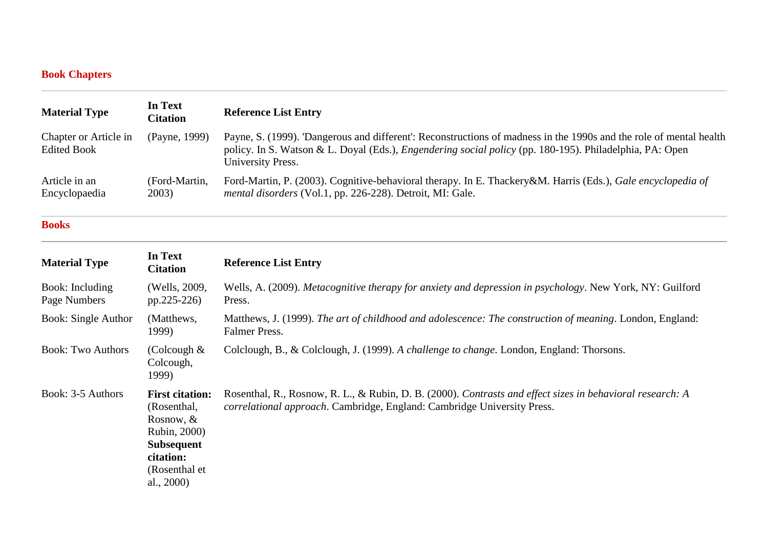## Book Chapters

| Material Type | In Text Citation | Reference List Entry |
|---|---|---|
| Chapter or Article in Edited Book | (Payne, 1999) | Payne, S. (1999). 'Dangerous and different': Reconstructions of madness in the 1990s and the role of mental health policy. In S. Watson & L. Doyal (Eds.), *Engendering social policy* (pp. 180-195). Philadelphia, PA: Open University Press. |
| Article in an Encyclopaedia | (Ford-Martin, 2003) | Ford-Martin, P. (2003). Cognitive-behavioral therapy. In E. Thackery&M. Harris (Eds.), *Gale encyclopedia of mental disorders* (Vol.1, pp. 226-228). Detroit, MI: Gale. |

## Books

| Material Type | In Text Citation | Reference List Entry |
|---|---|---|
| Book: Including Page Numbers | (Wells, 2009, pp.225-226) | Wells, A. (2009). *Metacognitive therapy for anxiety and depression in psychology*. New York, NY: Guilford Press. |
| Book: Single Author | (Matthews, 1999) | Matthews, J. (1999). *The art of childhood and adolescence: The construction of meaning*. London, England: Falmer Press. |
| Book: Two Authors | (Colcough & Colcough, 1999) | Colclough, B., & Colclough, J. (1999). *A challenge to change*. London, England: Thorsons. |
| Book: 3-5 Authors | **First citation:** (Rosenthal, Rosnow, & Rubin, 2000) **Subsequent citation:** (Rosenthal et al., 2000) | Rosenthal, R., Rosnow, R. L., & Rubin, D. B. (2000). *Contrasts and effect sizes in behavioral research: A correlational approach*. Cambridge, England: Cambridge University Press. |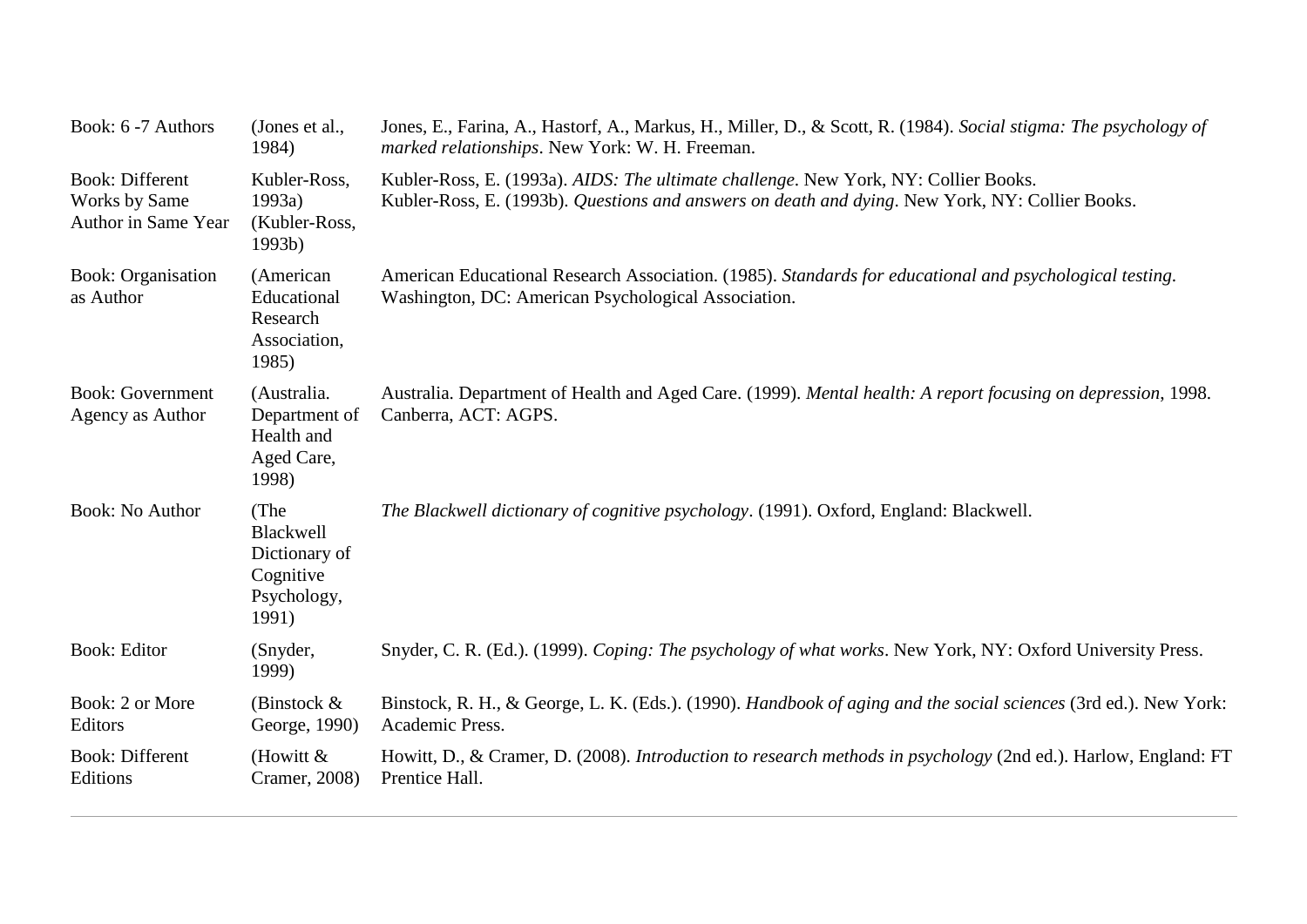| | | |
|---|---|---|
| Book: 6 -7 Authors | (Jones et al., 1984) | Jones, E., Farina, A., Hastorf, A., Markus, H., Miller, D., & Scott, R. (1984). *Social stigma: The psychology of marked relationships*. New York: W. H. Freeman. |
| Book: Different Works by Same Author in Same Year | Kubler-Ross, 1993a) (Kubler-Ross, 1993b) | Kubler-Ross, E. (1993a). *AIDS: The ultimate challenge*. New York, NY: Collier Books.<br>Kubler-Ross, E. (1993b). *Questions and answers on death and dying*. New York, NY: Collier Books. |
| Book: Organisation as Author | (American Educational Research Association, 1985) | American Educational Research Association. (1985). *Standards for educational and psychological testing*. Washington, DC: American Psychological Association. |
| Book: Government Agency as Author | (Australia. Department of Health and Aged Care, 1998) | Australia. Department of Health and Aged Care. (1999). *Mental health: A report focusing on depression*, 1998. Canberra, ACT: AGPS. |
| Book: No Author | (The Blackwell Dictionary of Cognitive Psychology, 1991) | *The Blackwell dictionary of cognitive psychology*. (1991). Oxford, England: Blackwell. |
| Book: Editor | (Snyder, 1999) | Snyder, C. R. (Ed.). (1999). *Coping: The psychology of what works*. New York, NY: Oxford University Press. |
| Book: 2 or More Editors | (Binstock & George, 1990) | Binstock, R. H., & George, L. K. (Eds.). (1990). *Handbook of aging and the social sciences* (3rd ed.). New York: Academic Press. |
| Book: Different Editions | (Howitt & Cramer, 2008) | Howitt, D., & Cramer, D. (2008). *Introduction to research methods in psychology* (2nd ed.). Harlow, England: FT Prentice Hall. |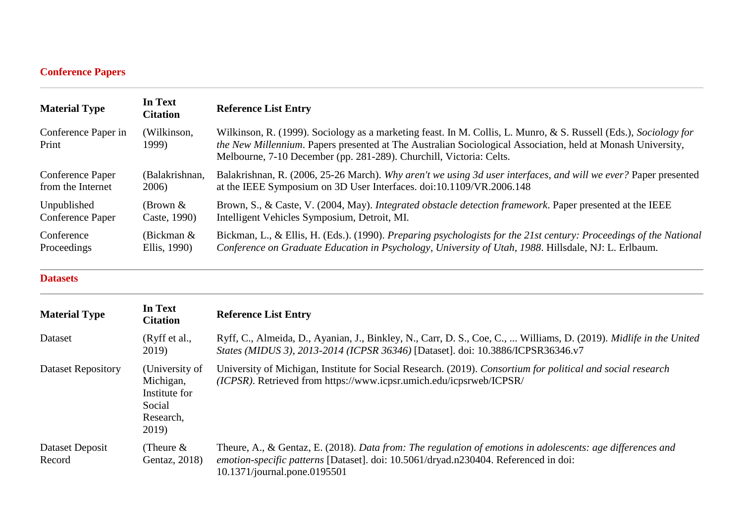## Conference Papers

| Material Type | In Text Citation | Reference List Entry |
|---|---|---|
| Conference Paper in Print | (Wilkinson, 1999) | Wilkinson, R. (1999). Sociology as a marketing feast. In M. Collis, L. Munro, & S. Russell (Eds.), *Sociology for the New Millennium*. Papers presented at The Australian Sociological Association, held at Monash University, Melbourne, 7-10 December (pp. 281-289). Churchill, Victoria: Celts. |
| Conference Paper from the Internet | (Balakrishnan, 2006) | Balakrishnan, R. (2006, 25-26 March). *Why aren't we using 3d user interfaces, and will we ever?* Paper presented at the IEEE Symposium on 3D User Interfaces. doi:10.1109/VR.2006.148 |
| Unpublished Conference Paper | (Brown & Caste, 1990) | Brown, S., & Caste, V. (2004, May). *Integrated obstacle detection framework*. Paper presented at the IEEE Intelligent Vehicles Symposium, Detroit, MI. |
| Conference Proceedings | (Bickman & Ellis, 1990) | Bickman, L., & Ellis, H. (Eds.). (1990). *Preparing psychologists for the 21st century: Proceedings of the National Conference on Graduate Education in Psychology, University of Utah, 1988*. Hillsdale, NJ: L. Erlbaum. |

## Datasets

| Material Type | In Text Citation | Reference List Entry |
|---|---|---|
| Dataset | (Ryff et al., 2019) | Ryff, C., Almeida, D., Ayanian, J., Binkley, N., Carr, D. S., Coe, C., ... Williams, D. (2019). *Midlife in the United States (MIDUS 3), 2013-2014 (ICPSR 36346)* [Dataset]. doi: 10.3886/ICPSR36346.v7 |
| Dataset Repository | (University of Michigan, Institute for Social Research, 2019) | University of Michigan, Institute for Social Research. (2019). *Consortium for political and social research (ICPSR)*. Retrieved from https://www.icpsr.umich.edu/icpsrweb/ICPSR/ |
| Dataset Deposit Record | (Theure & Gentaz, 2018) | Theure, A., & Gentaz, E. (2018). *Data from: The regulation of emotions in adolescents: age differences and emotion-specific patterns* [Dataset]. doi: 10.5061/dryad.n230404. Referenced in doi: 10.1371/journal.pone.0195501 |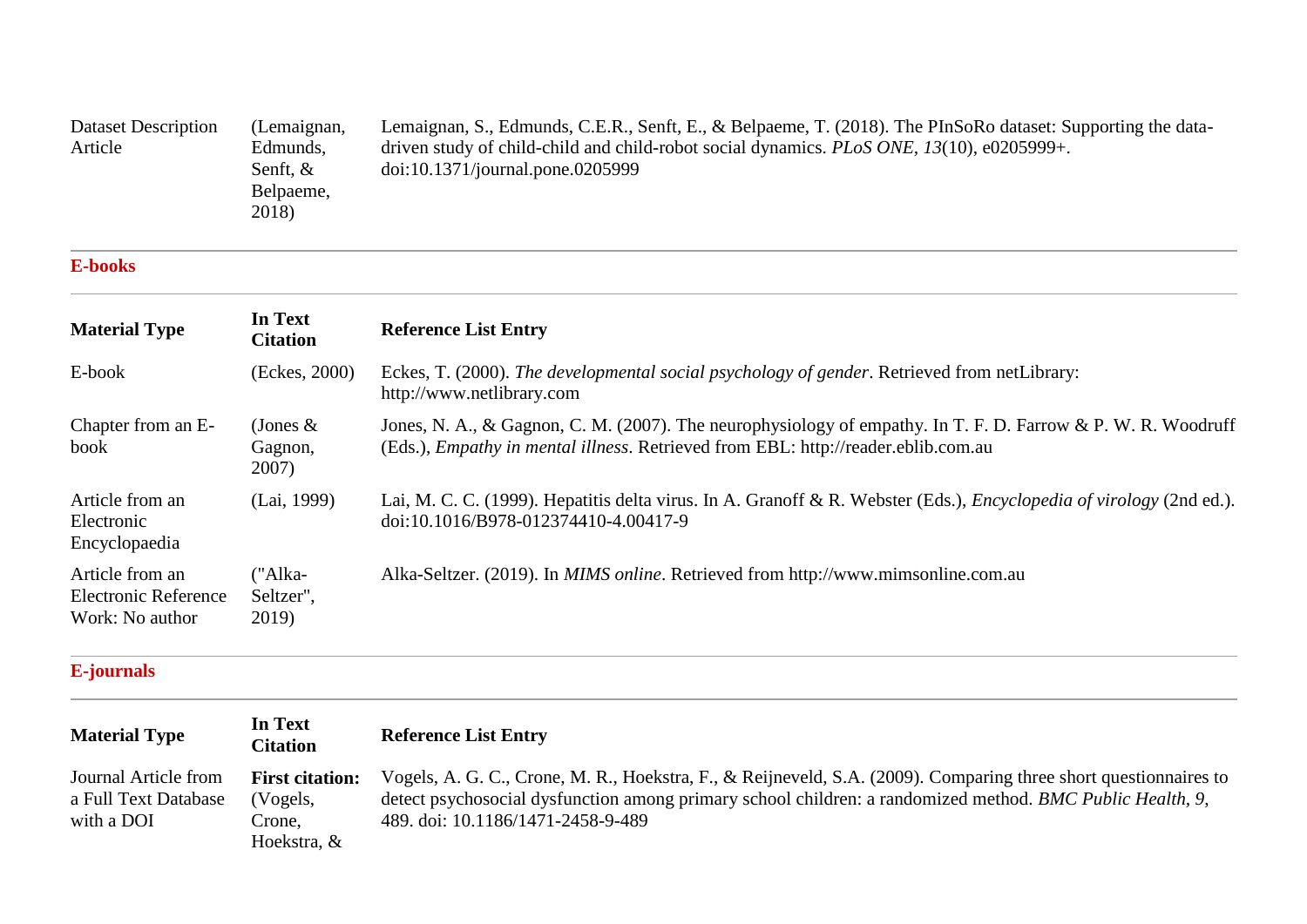| Dataset Description Article | (Lemaignan, Edmunds, Senft, & Belpaeme, 2018) | Lemaignan, S., Edmunds, C.E.R., Senft, E., & Belpaeme, T. (2018). The PInSoRo dataset: Supporting the data-driven study of child-child and child-robot social dynamics. *PLoS ONE*, *13*(10), e0205999+. doi:10.1371/journal.pone.0205999 |
|---|---|---|

## E-books

| **Material Type** | **In Text Citation** | **Reference List Entry** |
|---|---|---|
| E-book | (Eckes, 2000) | Eckes, T. (2000). *The developmental social psychology of gender*. Retrieved from netLibrary: http://www.netlibrary.com |
| Chapter from an E-book | (Jones & Gagnon, 2007) | Jones, N. A., & Gagnon, C. M. (2007). The neurophysiology of empathy. In T. F. D. Farrow & P. W. R. Woodruff (Eds.), *Empathy in mental illness*. Retrieved from EBL: http://reader.eblib.com.au |
| Article from an Electronic Encyclopaedia | (Lai, 1999) | Lai, M. C. C. (1999). Hepatitis delta virus. In A. Granoff & R. Webster (Eds.), *Encyclopedia of virology* (2nd ed.). doi:10.1016/B978-012374410-4.00417-9 |
| Article from an Electronic Reference Work: No author | ("Alka-Seltzer", 2019) | Alka-Seltzer. (2019). In *MIMS online*. Retrieved from http://www.mimsonline.com.au |

## E-journals

| **Material Type** | **In Text Citation** | **Reference List Entry** |
|---|---|---|
| Journal Article from a Full Text Database with a DOI | **First citation:** (Vogels, Crone, Hoekstra, & | Vogels, A. G. C., Crone, M. R., Hoekstra, F., & Reijneveld, S.A. (2009). Comparing three short questionnaires to detect psychosocial dysfunction among primary school children: a randomized method. *BMC Public Health, 9*, 489. doi: 10.1186/1471-2458-9-489 |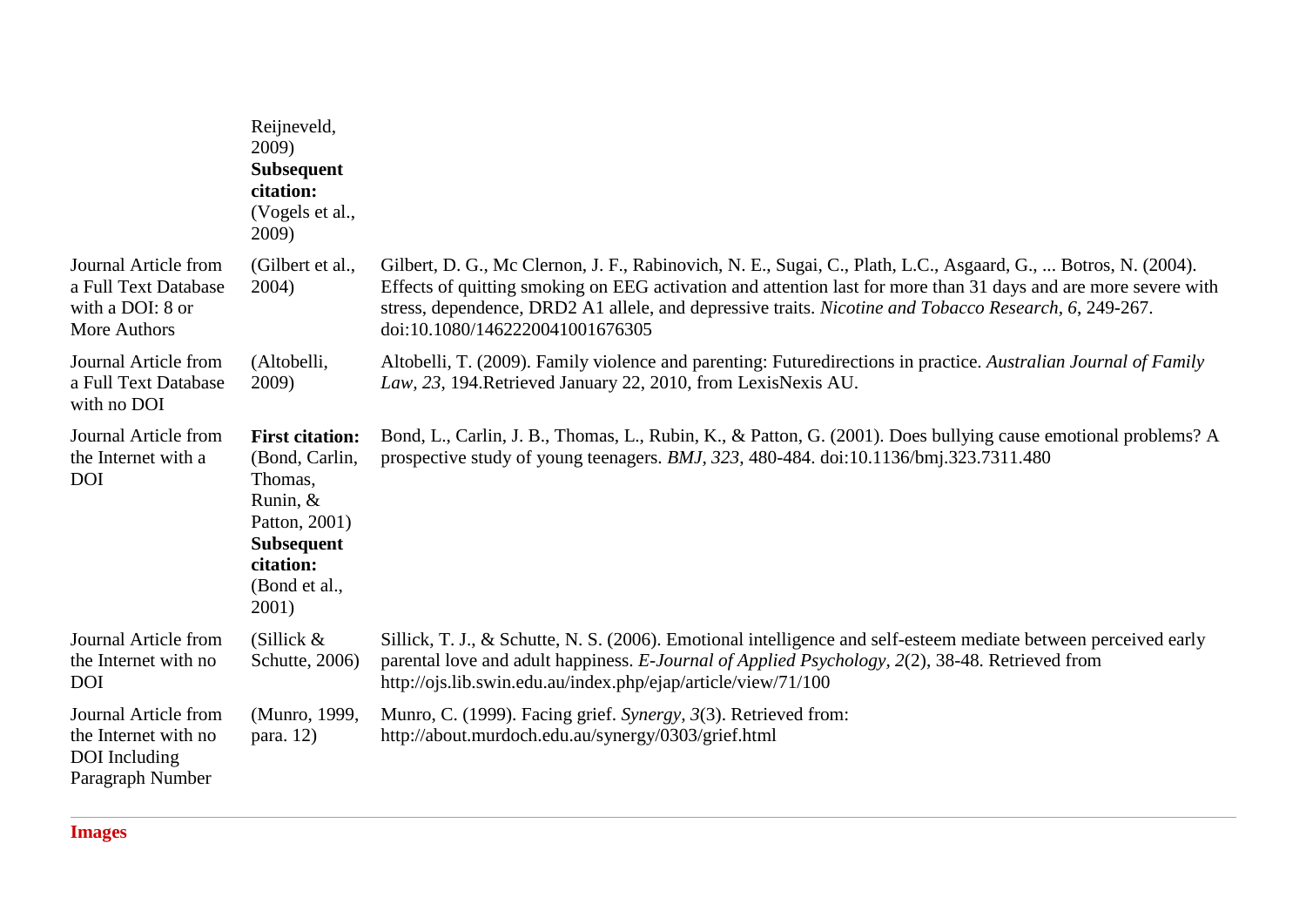| | | |
|---|---|---|
| | Reijneveld, 2009) **Subsequent citation:** (Vogels et al., 2009) | |
| Journal Article from a Full Text Database with a DOI: 8 or More Authors | (Gilbert et al., 2004) | Gilbert, D. G., Mc Clernon, J. F., Rabinovich, N. E., Sugai, C., Plath, L.C., Asgaard, G., ... Botros, N. (2004). Effects of quitting smoking on EEG activation and attention last for more than 31 days and are more severe with stress, dependence, DRD2 A1 allele, and depressive traits. *Nicotine and Tobacco Research, 6*, 249-267. doi:10.1080/1462220041001676305 |
| Journal Article from a Full Text Database with no DOI | (Altobelli, 2009) | Altobelli, T. (2009). Family violence and parenting: Futuredirections in practice. *Australian Journal of Family Law, 23*, 194.Retrieved January 22, 2010, from LexisNexis AU. |
| Journal Article from the Internet with a DOI | **First citation:** (Bond, Carlin, Thomas, Runin, & Patton, 2001) **Subsequent citation:** (Bond et al., 2001) | Bond, L., Carlin, J. B., Thomas, L., Rubin, K., & Patton, G. (2001). Does bullying cause emotional problems? A prospective study of young teenagers. *BMJ, 323*, 480-484. doi:10.1136/bmj.323.7311.480 |
| Journal Article from the Internet with no DOI | (Sillick & Schutte, 2006) | Sillick, T. J., & Schutte, N. S. (2006). Emotional intelligence and self-esteem mediate between perceived early parental love and adult happiness. *E-Journal of Applied Psychology, 2*(2), 38-48. Retrieved from http://ojs.lib.swin.edu.au/index.php/ejap/article/view/71/100 |
| Journal Article from the Internet with no DOI Including Paragraph Number | (Munro, 1999, para. 12) | Munro, C. (1999). Facing grief. *Synergy, 3*(3). Retrieved from: http://about.murdoch.edu.au/synergy/0303/grief.html |

**Images**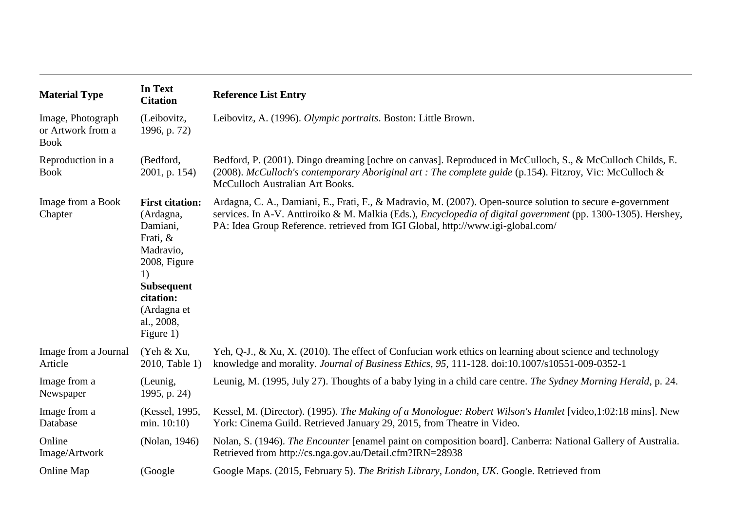| Material Type | In Text Citation | Reference List Entry |
|---|---|---|
| Image, Photograph or Artwork from a Book | (Leibovitz, 1996, p. 72) | Leibovitz, A. (1996). *Olympic portraits*. Boston: Little Brown. |
| Reproduction in a Book | (Bedford, 2001, p. 154) | Bedford, P. (2001). Dingo dreaming [ochre on canvas]. Reproduced in McCulloch, S., & McCulloch Childs, E. (2008). *McCulloch's contemporary Aboriginal art : The complete guide* (p.154). Fitzroy, Vic: McCulloch & McCulloch Australian Art Books. |
| Image from a Book Chapter | **First citation:** (Ardagna, Damiani, Frati, & Madravio, 2008, Figure 1) **Subsequent citation:** (Ardagna et al., 2008, Figure 1) | Ardagna, C. A., Damiani, E., Frati, F., & Madravio, M. (2007). Open-source solution to secure e-government services. In A-V. Anttiroiko & M. Malkia (Eds.), *Encyclopedia of digital government* (pp. 1300-1305). Hershey, PA: Idea Group Reference. retrieved from IGI Global, http://www.igi-global.com/ |
| Image from a Journal Article | (Yeh & Xu, 2010, Table 1) | Yeh, Q-J., & Xu, X. (2010). The effect of Confucian work ethics on learning about science and technology knowledge and morality. *Journal of Business Ethics*, *95*, 111-128. doi:10.1007/s10551-009-0352-1 |
| Image from a Newspaper | (Leunig, 1995, p. 24) | Leunig, M. (1995, July 27). Thoughts of a baby lying in a child care centre. *The Sydney Morning Herald*, p. 24. |
| Image from a Database | (Kessel, 1995, min. 10:10) | Kessel, M. (Director). (1995). *The Making of a Monologue: Robert Wilson's Hamlet* [video,1:02:18 mins]. New York: Cinema Guild. Retrieved January 29, 2015, from Theatre in Video. |
| Online Image/Artwork | (Nolan, 1946) | Nolan, S. (1946). *The Encounter* [enamel paint on composition board]. Canberra: National Gallery of Australia. Retrieved from http://cs.nga.gov.au/Detail.cfm?IRN=28938 |
| Online Map | (Google | Google Maps. (2015, February 5). *The British Library, London, UK*. Google. Retrieved from |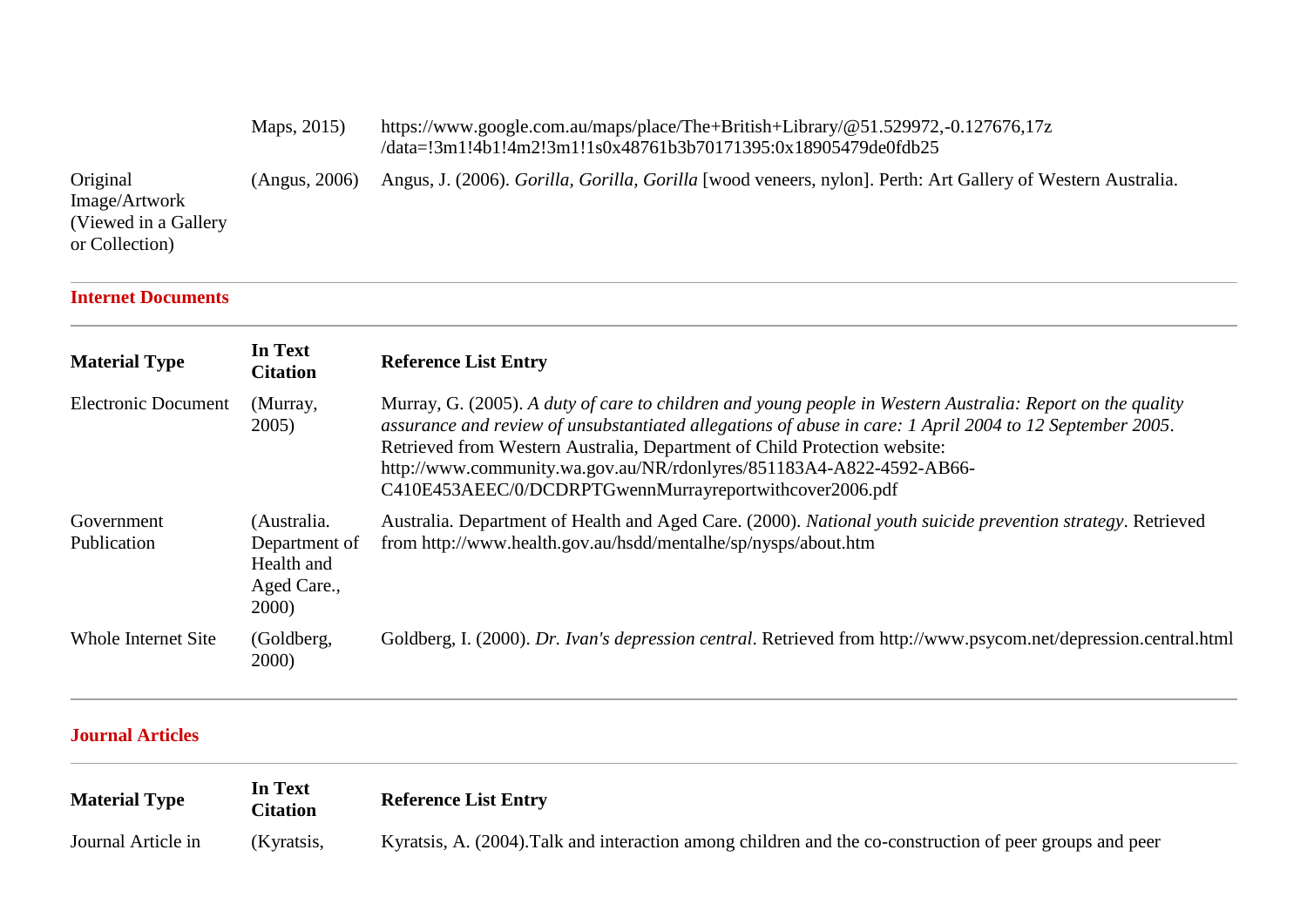| | | |
|---|---|---|
| | Maps, 2015) | https://www.google.com.au/maps/place/The+British+Library/@51.529972,-0.127676,17z/data=!3m1!4b1!4m2!3m1!1s0x48761b3b70171395:0x18905479de0fdb25 |
| Original Image/Artwork (Viewed in a Gallery or Collection) | (Angus, 2006) | Angus, J. (2006). *Gorilla, Gorilla, Gorilla* [wood veneers, nylon]. Perth: Art Gallery of Western Australia. |

## Internet Documents

| Material Type | In Text Citation | Reference List Entry |
|---|---|---|
| Electronic Document | (Murray, 2005) | Murray, G. (2005). *A duty of care to children and young people in Western Australia: Report on the quality assurance and review of unsubstantiated allegations of abuse in care: 1 April 2004 to 12 September 2005*. Retrieved from Western Australia, Department of Child Protection website: http://www.community.wa.gov.au/NR/rdonlyres/851183A4-A822-4592-AB66-C410E453AEEC/0/DCDRPTGwennMurrayreportwithcover2006.pdf |
| Government Publication | (Australia. Department of Health and Aged Care., 2000) | Australia. Department of Health and Aged Care. (2000). *National youth suicide prevention strategy*. Retrieved from http://www.health.gov.au/hsdd/mentalhe/sp/nysps/about.htm |
| Whole Internet Site | (Goldberg, 2000) | Goldberg, I. (2000). *Dr. Ivan's depression central*. Retrieved from http://www.psycom.net/depression.central.html |

## Journal Articles

| Material Type | In Text Citation | Reference List Entry |
|---|---|---|
| Journal Article in | (Kyratsis, | Kyratsis, A. (2004).Talk and interaction among children and the co-construction of peer groups and peer |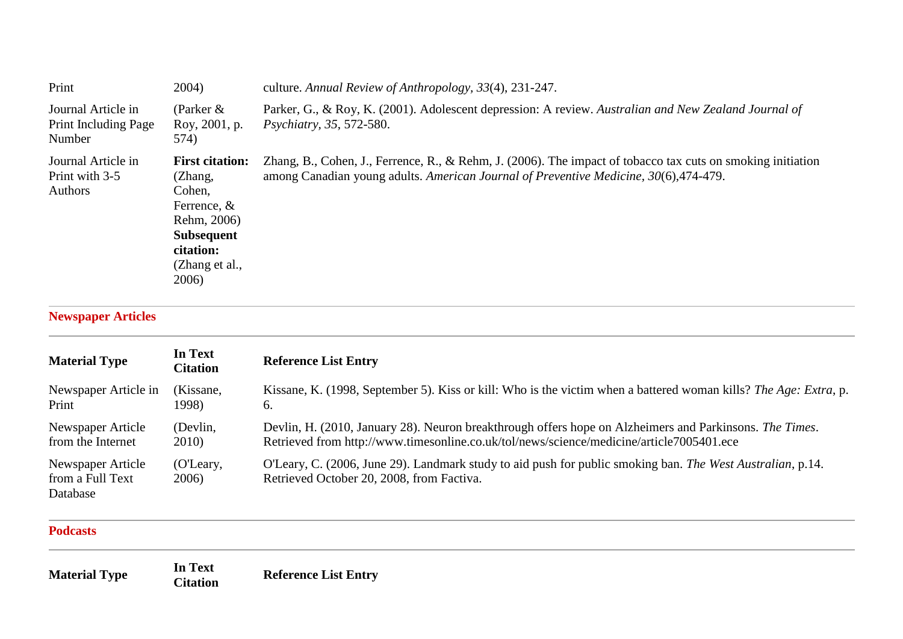| | | |
|---|---|---|
| Print | 2004) | culture. *Annual Review of Anthropology*, *33*(4), 231-247. |
| Journal Article in Print Including Page Number | (Parker & Roy, 2001, p. 574) | Parker, G., & Roy, K. (2001). Adolescent depression: A review. *Australian and New Zealand Journal of Psychiatry*, *35*, 572-580. |
| Journal Article in Print with 3-5 Authors | **First citation:** (Zhang, Cohen, Ferrence, & Rehm, 2006) **Subsequent citation:** (Zhang et al., 2006) | Zhang, B., Cohen, J., Ferrence, R., & Rehm, J. (2006). The impact of tobacco tax cuts on smoking initiation among Canadian young adults. *American Journal of Preventive Medicine*, *30*(6),474-479. |

## Newspaper Articles

| Material Type | In Text Citation | Reference List Entry |
|---|---|---|
| Newspaper Article in Print | (Kissane, 1998) | Kissane, K. (1998, September 5). Kiss or kill: Who is the victim when a battered woman kills? *The Age: Extra*, p. 6. |
| Newspaper Article from the Internet | (Devlin, 2010) | Devlin, H. (2010, January 28). Neuron breakthrough offers hope on Alzheimers and Parkinsons. *The Times*. Retrieved from http://www.timesonline.co.uk/tol/news/science/medicine/article7005401.ece |
| Newspaper Article from a Full Text Database | (O'Leary, 2006) | O'Leary, C. (2006, June 29). Landmark study to aid push for public smoking ban. *The West Australian*, p.14. Retrieved October 20, 2008, from Factiva. |

## Podcasts

| Material Type | In Text Citation | Reference List Entry |
|---|---|---|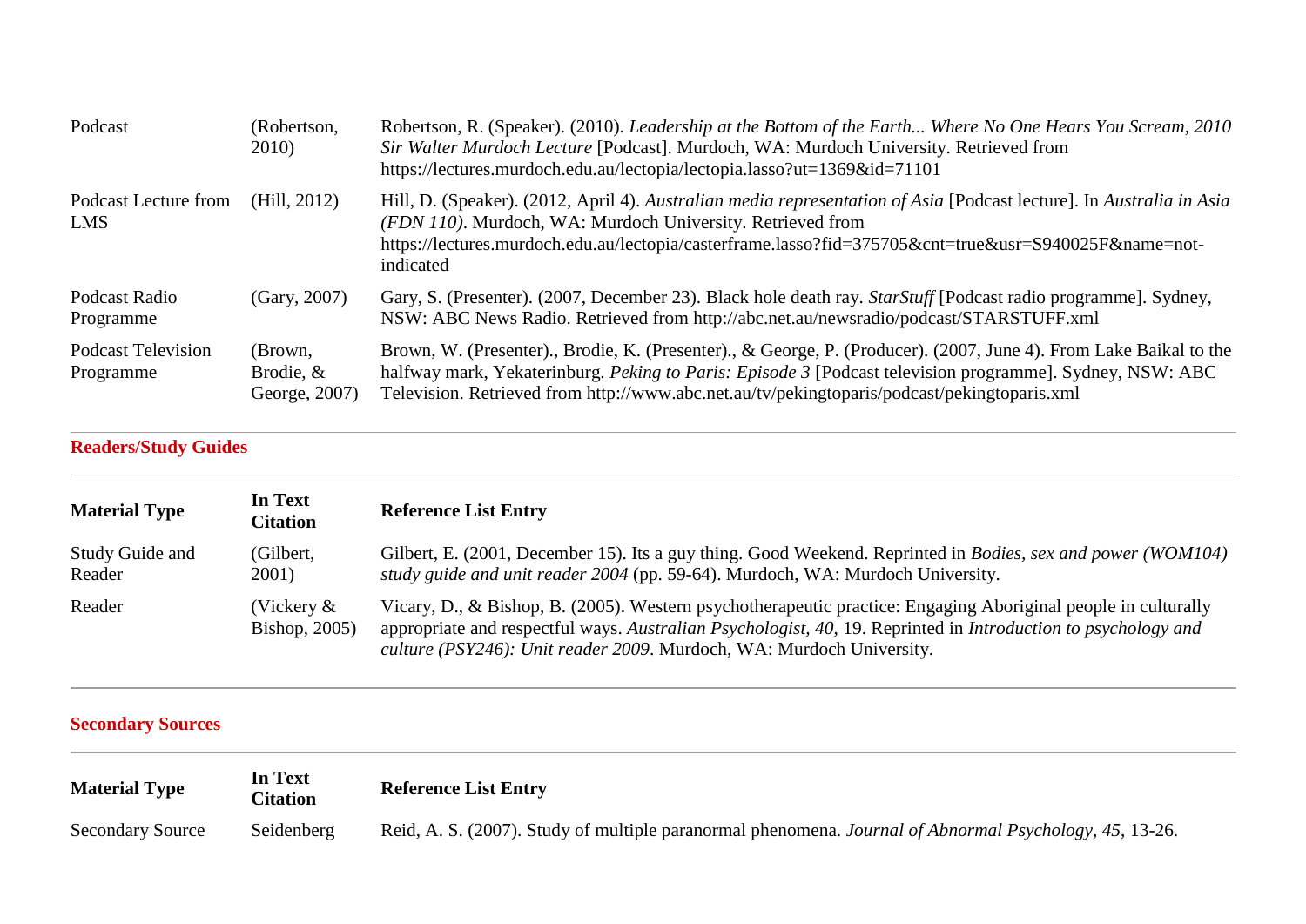| | | |
|---|---|---|
| Podcast | (Robertson, 2010) | Robertson, R. (Speaker). (2010). *Leadership at the Bottom of the Earth... Where No One Hears You Scream, 2010 Sir Walter Murdoch Lecture* [Podcast]. Murdoch, WA: Murdoch University. Retrieved from https://lectures.murdoch.edu.au/lectopia/lectopia.lasso?ut=1369&id=71101 |
| Podcast Lecture from LMS | (Hill, 2012) | Hill, D. (Speaker). (2012, April 4). *Australian media representation of Asia* [Podcast lecture]. In *Australia in Asia (FDN 110)*. Murdoch, WA: Murdoch University. Retrieved from https://lectures.murdoch.edu.au/lectopia/casterframe.lasso?fid=375705&cnt=true&usr=S940025F&name=not-indicated |
| Podcast Radio Programme | (Gary, 2007) | Gary, S. (Presenter). (2007, December 23). Black hole death ray. *StarStuff* [Podcast radio programme]. Sydney, NSW: ABC News Radio. Retrieved from http://abc.net.au/newsradio/podcast/STARSTUFF.xml |
| Podcast Television Programme | (Brown, Brodie, & George, 2007) | Brown, W. (Presenter)., Brodie, K. (Presenter)., & George, P. (Producer). (2007, June 4). From Lake Baikal to the halfway mark, Yekaterinburg. *Peking to Paris: Episode 3* [Podcast television programme]. Sydney, NSW: ABC Television. Retrieved from http://www.abc.net.au/tv/pekingtoparis/podcast/pekingtoparis.xml |

## Readers/Study Guides

| Material Type | In Text Citation | Reference List Entry |
|---|---|---|
| Study Guide and Reader | (Gilbert, 2001) | Gilbert, E. (2001, December 15). Its a guy thing. Good Weekend. Reprinted in *Bodies, sex and power (WOM104) study guide and unit reader 2004* (pp. 59-64). Murdoch, WA: Murdoch University. |
| Reader | (Vickery & Bishop, 2005) | Vicary, D., & Bishop, B. (2005). Western psychotherapeutic practice: Engaging Aboriginal people in culturally appropriate and respectful ways. *Australian Psychologist, 40*, 19. Reprinted in *Introduction to psychology and culture (PSY246): Unit reader 2009*. Murdoch, WA: Murdoch University. |

## Secondary Sources

| Material Type | In Text Citation | Reference List Entry |
|---|---|---|
| Secondary Source | Seidenberg | Reid, A. S. (2007). Study of multiple paranormal phenomena. *Journal of Abnormal Psychology, 45*, 13-26. |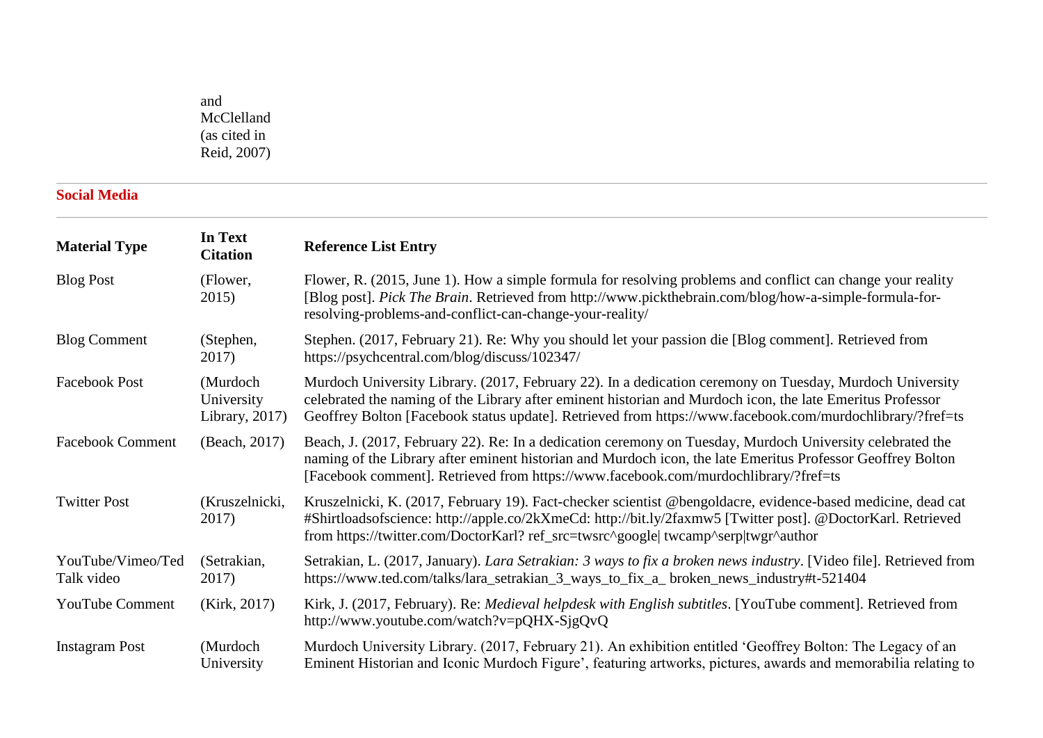| | and McClelland (as cited in Reid, 2007) | |
|---|---|---|

## Social Media

| Material Type | In Text Citation | Reference List Entry |
|---|---|---|
| Blog Post | (Flower, 2015) | Flower, R. (2015, June 1). How a simple formula for resolving problems and conflict can change your reality [Blog post]. *Pick The Brain*. Retrieved from http://www.pickthebrain.com/blog/how-a-simple-formula-for-resolving-problems-and-conflict-can-change-your-reality/ |
| Blog Comment | (Stephen, 2017) | Stephen. (2017, February 21). Re: Why you should let your passion die [Blog comment]. Retrieved from https://psychcentral.com/blog/discuss/102347/ |
| Facebook Post | (Murdoch University Library, 2017) | Murdoch University Library. (2017, February 22). In a dedication ceremony on Tuesday, Murdoch University celebrated the naming of the Library after eminent historian and Murdoch icon, the late Emeritus Professor Geoffrey Bolton [Facebook status update]. Retrieved from https://www.facebook.com/murdochlibrary/?fref=ts |
| Facebook Comment | (Beach, 2017) | Beach, J. (2017, February 22). Re: In a dedication ceremony on Tuesday, Murdoch University celebrated the naming of the Library after eminent historian and Murdoch icon, the late Emeritus Professor Geoffrey Bolton [Facebook comment]. Retrieved from https://www.facebook.com/murdochlibrary/?fref=ts |
| Twitter Post | (Kruszelnicki, 2017) | Kruszelnicki, K. (2017, February 19). Fact-checker scientist @bengoldacre, evidence-based medicine, dead cat #Shirtloadsofscience: http://apple.co/2kXmeCd: http://bit.ly/2faxmw5 [Twitter post]. @DoctorKarl. Retrieved from https://twitter.com/DoctorKarl? ref_src=twsrc^google\| twcamp^serp\|twgr^author |
| YouTube/Vimeo/Ted Talk video | (Setrakian, 2017) | Setrakian, L. (2017, January). *Lara Setrakian: 3 ways to fix a broken news industry*. [Video file]. Retrieved from https://www.ted.com/talks/lara_setrakian_3_ways_to_fix_a_ broken_news_industry#t-521404 |
| YouTube Comment | (Kirk, 2017) | Kirk, J. (2017, February). Re: *Medieval helpdesk with English subtitles*. [YouTube comment]. Retrieved from http://www.youtube.com/watch?v=pQHX-SjgQvQ |
| Instagram Post | (Murdoch University | Murdoch University Library. (2017, February 21). An exhibition entitled 'Geoffrey Bolton: The Legacy of an Eminent Historian and Iconic Murdoch Figure', featuring artworks, pictures, awards and memorabilia relating to |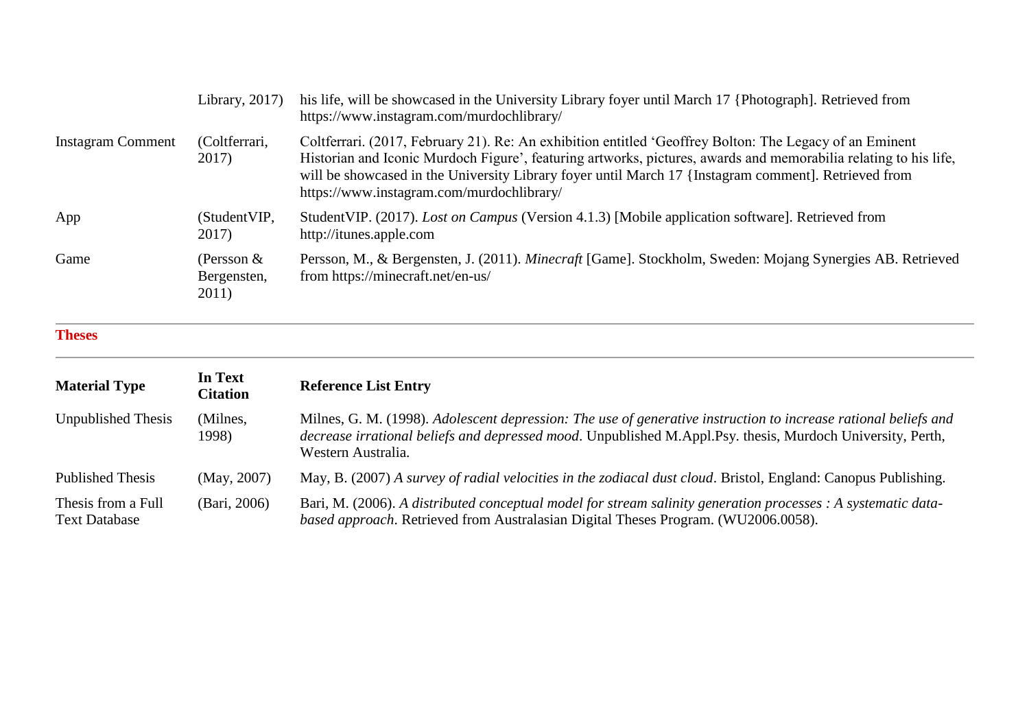| | | |
|---|---|---|
| | Library, 2017) | his life, will be showcased in the University Library foyer until March 17 {Photograph]. Retrieved from https://www.instagram.com/murdochlibrary/ |
| Instagram Comment | (Coltferrari, 2017) | Coltferrari. (2017, February 21). Re: An exhibition entitled 'Geoffrey Bolton: The Legacy of an Eminent Historian and Iconic Murdoch Figure', featuring artworks, pictures, awards and memorabilia relating to his life, will be showcased in the University Library foyer until March 17 {Instagram comment]. Retrieved from https://www.instagram.com/murdochlibrary/ |
| App | (StudentVIP, 2017) | StudentVIP. (2017). *Lost on Campus* (Version 4.1.3) [Mobile application software]. Retrieved from http://itunes.apple.com |
| Game | (Persson & Bergensten, 2011) | Persson, M., & Bergensten, J. (2011). *Minecraft* [Game]. Stockholm, Sweden: Mojang Synergies AB. Retrieved from https://minecraft.net/en-us/ |

## Theses

| Material Type | In Text Citation | Reference List Entry |
|---|---|---|
| Unpublished Thesis | (Milnes, 1998) | Milnes, G. M. (1998). *Adolescent depression: The use of generative instruction to increase rational beliefs and decrease irrational beliefs and depressed mood*. Unpublished M.Appl.Psy. thesis, Murdoch University, Perth, Western Australia. |
| Published Thesis | (May, 2007) | May, B. (2007) *A survey of radial velocities in the zodiacal dust cloud*. Bristol, England: Canopus Publishing. |
| Thesis from a Full Text Database | (Bari, 2006) | Bari, M. (2006). *A distributed conceptual model for stream salinity generation processes : A systematic data-based approach*. Retrieved from Australasian Digital Theses Program. (WU2006.0058). |